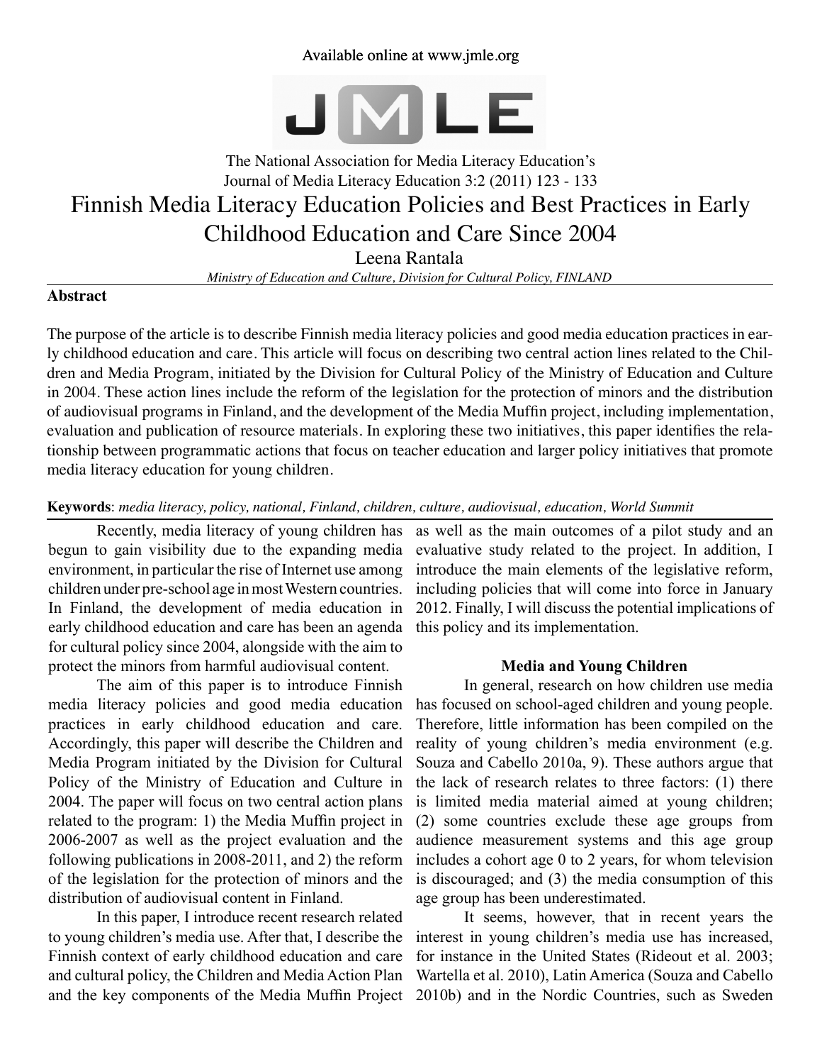Available online at www.jmle.org

The National Association for Media Literacy Education's
Journal of Media Literacy Education 3:2 (2011) 123 - 133

# Finnish Media Literacy Education Policies and Best Practices in Early Childhood Education and Care Since 2004

Leena Rantala

*Ministry of Education and Culture, Division for Cultural Policy, FINLAND*

## Abstract

The purpose of the article is to describe Finnish media literacy policies and good media education practices in early childhood education and care. This article will focus on describing two central action lines related to the Children and Media Program, initiated by the Division for Cultural Policy of the Ministry of Education and Culture in 2004. These action lines include the reform of the legislation for the protection of minors and the distribution of audiovisual programs in Finland, and the development of the Media Muffin project, including implementation, evaluation and publication of resource materials. In exploring these two initiatives, this paper identifies the relationship between programmatic actions that focus on teacher education and larger policy initiatives that promote media literacy education for young children.

**Keywords**: *media literacy, policy, national, Finland, children, culture, audiovisual, education, World Summit*

Recently, media literacy of young children has begun to gain visibility due to the expanding media environment, in particular the rise of Internet use among children under pre-school age in most Western countries. In Finland, the development of media education in early childhood education and care has been an agenda for cultural policy since 2004, alongside with the aim to protect the minors from harmful audiovisual content.

The aim of this paper is to introduce Finnish media literacy policies and good media education practices in early childhood education and care. Accordingly, this paper will describe the Children and Media Program initiated by the Division for Cultural Policy of the Ministry of Education and Culture in 2004. The paper will focus on two central action plans related to the program: 1) the Media Muffin project in 2006-2007 as well as the project evaluation and the following publications in 2008-2011, and 2) the reform of the legislation for the protection of minors and the distribution of audiovisual content in Finland.

In this paper, I introduce recent research related to young children's media use. After that, I describe the Finnish context of early childhood education and care and cultural policy, the Children and Media Action Plan and the key components of the Media Muffin Project as well as the main outcomes of a pilot study and an evaluative study related to the project. In addition, I introduce the main elements of the legislative reform, including policies that will come into force in January 2012. Finally, I will discuss the potential implications of this policy and its implementation.

### Media and Young Children

In general, research on how children use media has focused on school-aged children and young people. Therefore, little information has been compiled on the reality of young children's media environment (e.g. Souza and Cabello 2010a, 9). These authors argue that the lack of research relates to three factors: (1) there is limited media material aimed at young children; (2) some countries exclude these age groups from audience measurement systems and this age group includes a cohort age 0 to 2 years, for whom television is discouraged; and (3) the media consumption of this age group has been underestimated.

It seems, however, that in recent years the interest in young children's media use has increased, for instance in the United States (Rideout et al. 2003; Wartella et al. 2010), Latin America (Souza and Cabello 2010b) and in the Nordic Countries, such as Sweden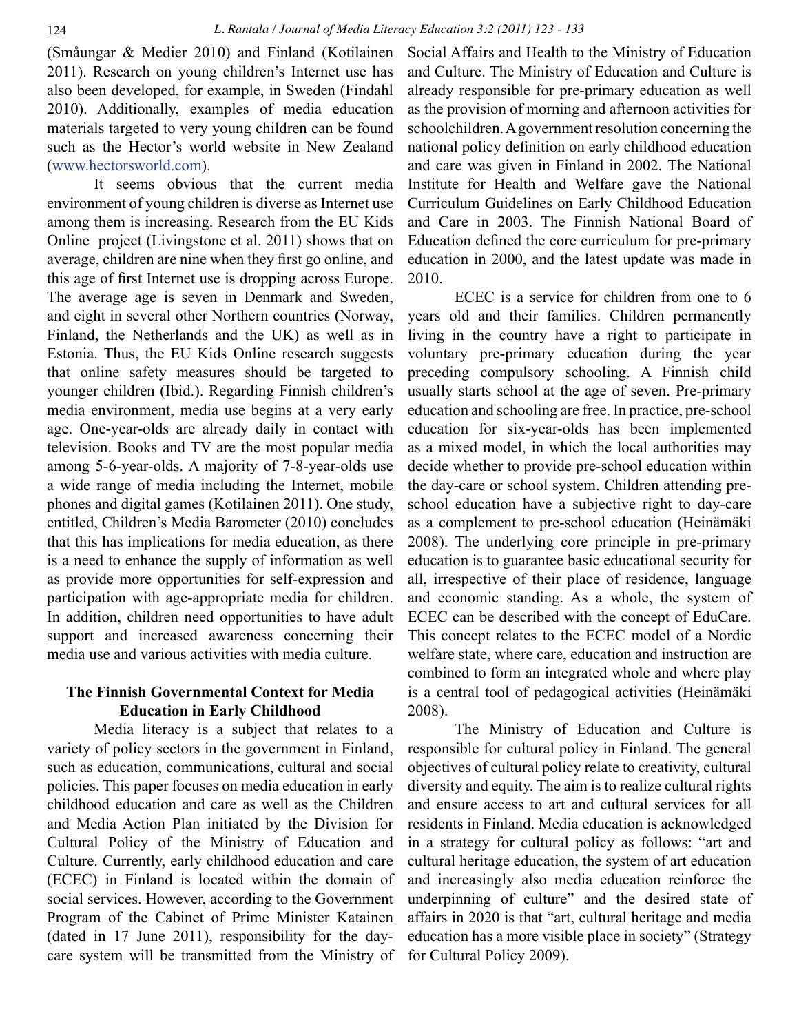(Småungar & Medier 2010) and Finland (Kotilainen 2011). Research on young children's Internet use has also been developed, for example, in Sweden (Findahl 2010). Additionally, examples of media education materials targeted to very young children can be found such as the Hector's world website in New Zealand (www.hectorsworld.com).

It seems obvious that the current media environment of young children is diverse as Internet use among them is increasing. Research from the EU Kids Online project (Livingstone et al. 2011) shows that on average, children are nine when they first go online, and this age of first Internet use is dropping across Europe. The average age is seven in Denmark and Sweden, and eight in several other Northern countries (Norway, Finland, the Netherlands and the UK) as well as in Estonia. Thus, the EU Kids Online research suggests that online safety measures should be targeted to younger children (Ibid.). Regarding Finnish children's media environment, media use begins at a very early age. One-year-olds are already daily in contact with television. Books and TV are the most popular media among 5-6-year-olds. A majority of 7-8-year-olds use a wide range of media including the Internet, mobile phones and digital games (Kotilainen 2011). One study, entitled, Children's Media Barometer (2010) concludes that this has implications for media education, as there is a need to enhance the supply of information as well as provide more opportunities for self-expression and participation with age-appropriate media for children. In addition, children need opportunities to have adult support and increased awareness concerning their media use and various activities with media culture.

## The Finnish Governmental Context for Media Education in Early Childhood

Media literacy is a subject that relates to a variety of policy sectors in the government in Finland, such as education, communications, cultural and social policies. This paper focuses on media education in early childhood education and care as well as the Children and Media Action Plan initiated by the Division for Cultural Policy of the Ministry of Education and Culture. Currently, early childhood education and care (ECEC) in Finland is located within the domain of social services. However, according to the Government Program of the Cabinet of Prime Minister Katainen (dated in 17 June 2011), responsibility for the day-care system will be transmitted from the Ministry of Social Affairs and Health to the Ministry of Education and Culture. The Ministry of Education and Culture is already responsible for pre-primary education as well as the provision of morning and afternoon activities for schoolchildren. A government resolution concerning the national policy definition on early childhood education and care was given in Finland in 2002. The National Institute for Health and Welfare gave the National Curriculum Guidelines on Early Childhood Education and Care in 2003. The Finnish National Board of Education defined the core curriculum for pre-primary education in 2000, and the latest update was made in 2010.

ECEC is a service for children from one to 6 years old and their families. Children permanently living in the country have a right to participate in voluntary pre-primary education during the year preceding compulsory schooling. A Finnish child usually starts school at the age of seven. Pre-primary education and schooling are free. In practice, pre-school education for six-year-olds has been implemented as a mixed model, in which the local authorities may decide whether to provide pre-school education within the day-care or school system. Children attending pre-school education have a subjective right to day-care as a complement to pre-school education (Heinämäki 2008). The underlying core principle in pre-primary education is to guarantee basic educational security for all, irrespective of their place of residence, language and economic standing. As a whole, the system of ECEC can be described with the concept of EduCare. This concept relates to the ECEC model of a Nordic welfare state, where care, education and instruction are combined to form an integrated whole and where play is a central tool of pedagogical activities (Heinämäki 2008).

The Ministry of Education and Culture is responsible for cultural policy in Finland. The general objectives of cultural policy relate to creativity, cultural diversity and equity. The aim is to realize cultural rights and ensure access to art and cultural services for all residents in Finland. Media education is acknowledged in a strategy for cultural policy as follows: "art and cultural heritage education, the system of art education and increasingly also media education reinforce the underpinning of culture" and the desired state of affairs in 2020 is that "art, cultural heritage and media education has a more visible place in society" (Strategy for Cultural Policy 2009).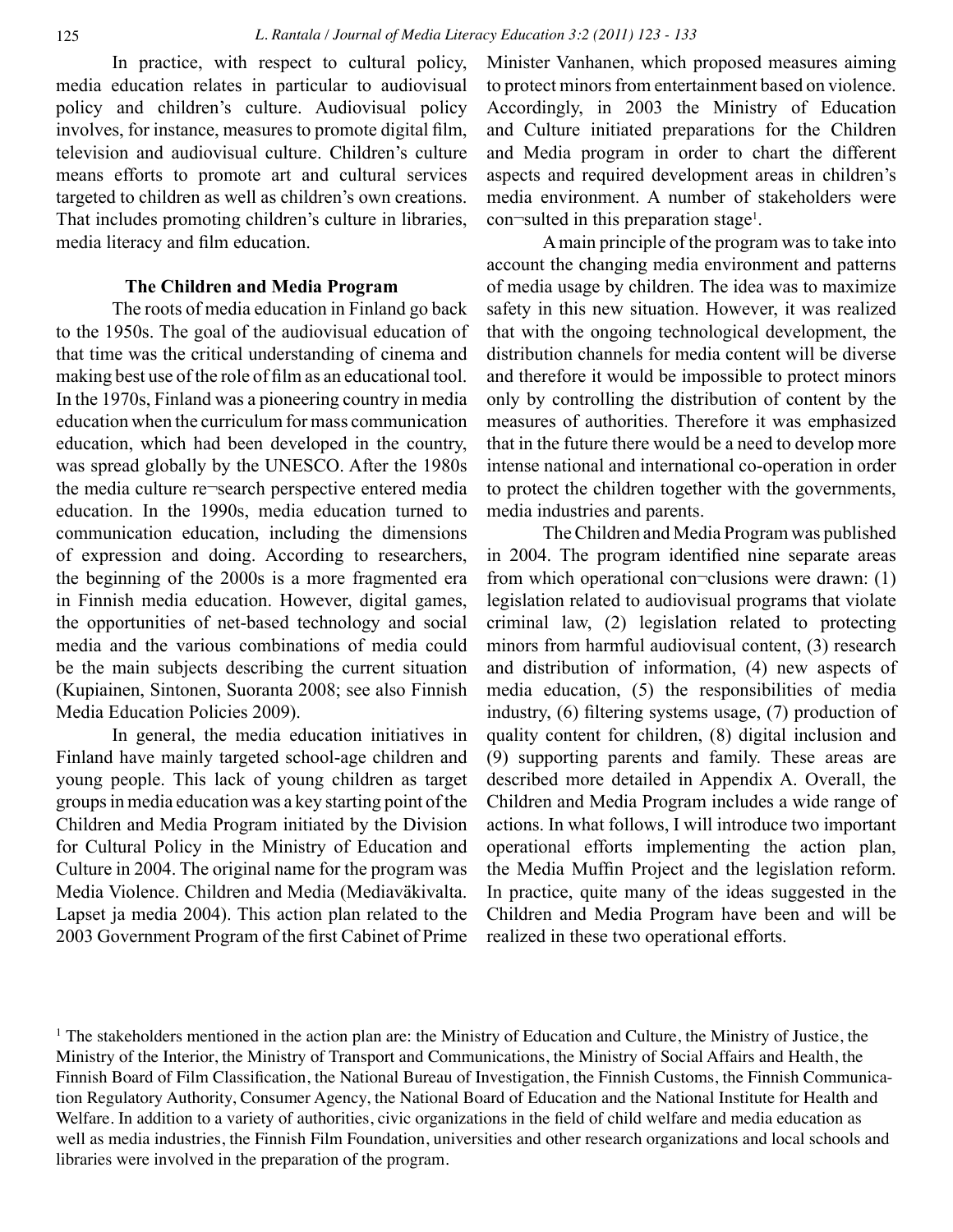In practice, with respect to cultural policy, media education relates in particular to audiovisual policy and children's culture. Audiovisual policy involves, for instance, measures to promote digital film, television and audiovisual culture. Children's culture means efforts to promote art and cultural services targeted to children as well as children's own creations. That includes promoting children's culture in libraries, media literacy and film education.

## The Children and Media Program

The roots of media education in Finland go back to the 1950s. The goal of the audiovisual education of that time was the critical understanding of cinema and making best use of the role of film as an educational tool. In the 1970s, Finland was a pioneering country in media education when the curriculum for mass communication education, which had been developed in the country, was spread globally by the UNESCO. After the 1980s the media culture re¬search perspective entered media education. In the 1990s, media education turned to communication education, including the dimensions of expression and doing. According to researchers, the beginning of the 2000s is a more fragmented era in Finnish media education. However, digital games, the opportunities of net-based technology and social media and the various combinations of media could be the main subjects describing the current situation (Kupiainen, Sintonen, Suoranta 2008; see also Finnish Media Education Policies 2009).

In general, the media education initiatives in Finland have mainly targeted school-age children and young people. This lack of young children as target groups in media education was a key starting point of the Children and Media Program initiated by the Division for Cultural Policy in the Ministry of Education and Culture in 2004. The original name for the program was Media Violence. Children and Media (Mediaväkivalta. Lapset ja media 2004). This action plan related to the 2003 Government Program of the first Cabinet of Prime Minister Vanhanen, which proposed measures aiming to protect minors from entertainment based on violence. Accordingly, in 2003 the Ministry of Education and Culture initiated preparations for the Children and Media program in order to chart the different aspects and required development areas in children's media environment. A number of stakeholders were con¬sulted in this preparation stage[1].

A main principle of the program was to take into account the changing media environment and patterns of media usage by children. The idea was to maximize safety in this new situation. However, it was realized that with the ongoing technological development, the distribution channels for media content will be diverse and therefore it would be impossible to protect minors only by controlling the distribution of content by the measures of authorities. Therefore it was emphasized that in the future there would be a need to develop more intense national and international co-operation in order to protect the children together with the governments, media industries and parents.

The Children and Media Program was published in 2004. The program identified nine separate areas from which operational con¬clusions were drawn: (1) legislation related to audiovisual programs that violate criminal law, (2) legislation related to protecting minors from harmful audiovisual content, (3) research and distribution of information, (4) new aspects of media education, (5) the responsibilities of media industry, (6) filtering systems usage, (7) production of quality content for children, (8) digital inclusion and (9) supporting parents and family. These areas are described more detailed in Appendix A. Overall, the Children and Media Program includes a wide range of actions. In what follows, I will introduce two important operational efforts implementing the action plan, the Media Muffin Project and the legislation reform. In practice, quite many of the ideas suggested in the Children and Media Program have been and will be realized in these two operational efforts.

[1] The stakeholders mentioned in the action plan are: the Ministry of Education and Culture, the Ministry of Justice, the Ministry of the Interior, the Ministry of Transport and Communications, the Ministry of Social Affairs and Health, the Finnish Board of Film Classification, the National Bureau of Investigation, the Finnish Customs, the Finnish Communication Regulatory Authority, Consumer Agency, the National Board of Education and the National Institute for Health and Welfare. In addition to a variety of authorities, civic organizations in the field of child welfare and media education as well as media industries, the Finnish Film Foundation, universities and other research organizations and local schools and libraries were involved in the preparation of the program.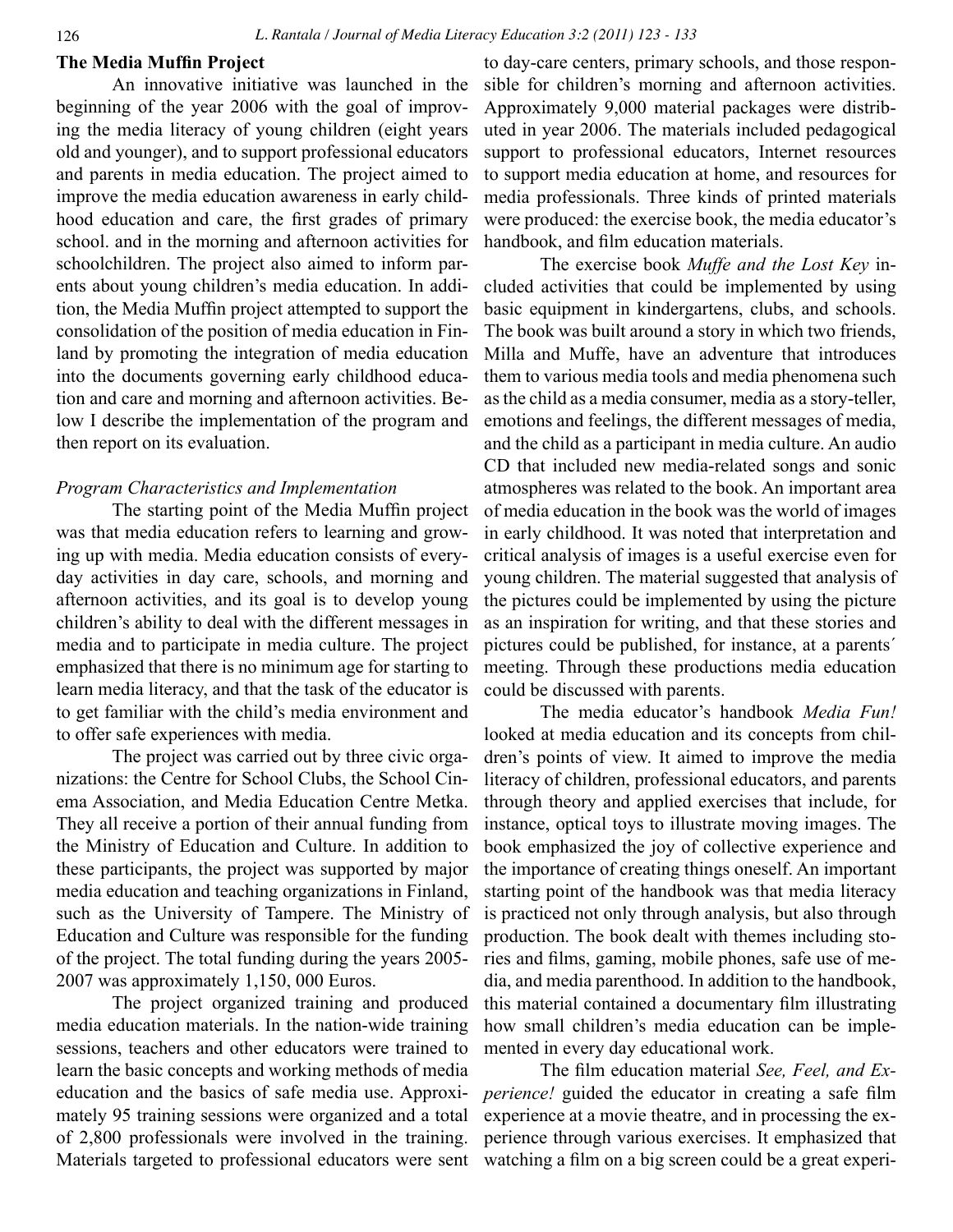**The Media Muffin Project**

An innovative initiative was launched in the beginning of the year 2006 with the goal of improving the media literacy of young children (eight years old and younger), and to support professional educators and parents in media education. The project aimed to improve the media education awareness in early childhood education and care, the first grades of primary school. and in the morning and afternoon activities for schoolchildren. The project also aimed to inform parents about young children's media education. In addition, the Media Muffin project attempted to support the consolidation of the position of media education in Finland by promoting the integration of media education into the documents governing early childhood education and care and morning and afternoon activities. Below I describe the implementation of the program and then report on its evaluation.

*Program Characteristics and Implementation*

The starting point of the Media Muffin project was that media education refers to learning and growing up with media. Media education consists of everyday activities in day care, schools, and morning and afternoon activities, and its goal is to develop young children's ability to deal with the different messages in media and to participate in media culture. The project emphasized that there is no minimum age for starting to learn media literacy, and that the task of the educator is to get familiar with the child's media environment and to offer safe experiences with media.

The project was carried out by three civic organizations: the Centre for School Clubs, the School Cinema Association, and Media Education Centre Metka. They all receive a portion of their annual funding from the Ministry of Education and Culture. In addition to these participants, the project was supported by major media education and teaching organizations in Finland, such as the University of Tampere. The Ministry of Education and Culture was responsible for the funding of the project. The total funding during the years 2005-2007 was approximately 1,150, 000 Euros.

The project organized training and produced media education materials. In the nation-wide training sessions, teachers and other educators were trained to learn the basic concepts and working methods of media education and the basics of safe media use. Approximately 95 training sessions were organized and a total of 2,800 professionals were involved in the training. Materials targeted to professional educators were sent to day-care centers, primary schools, and those responsible for children's morning and afternoon activities. Approximately 9,000 material packages were distributed in year 2006. The materials included pedagogical support to professional educators, Internet resources to support media education at home, and resources for media professionals. Three kinds of printed materials were produced: the exercise book, the media educator's handbook, and film education materials.

The exercise book *Muffe and the Lost Key* included activities that could be implemented by using basic equipment in kindergartens, clubs, and schools. The book was built around a story in which two friends, Milla and Muffe, have an adventure that introduces them to various media tools and media phenomena such as the child as a media consumer, media as a story-teller, emotions and feelings, the different messages of media, and the child as a participant in media culture. An audio CD that included new media-related songs and sonic atmospheres was related to the book. An important area of media education in the book was the world of images in early childhood. It was noted that interpretation and critical analysis of images is a useful exercise even for young children. The material suggested that analysis of the pictures could be implemented by using the picture as an inspiration for writing, and that these stories and pictures could be published, for instance, at a parents´ meeting. Through these productions media education could be discussed with parents.

The media educator's handbook *Media Fun!* looked at media education and its concepts from children's points of view. It aimed to improve the media literacy of children, professional educators, and parents through theory and applied exercises that include, for instance, optical toys to illustrate moving images. The book emphasized the joy of collective experience and the importance of creating things oneself. An important starting point of the handbook was that media literacy is practiced not only through analysis, but also through production. The book dealt with themes including stories and films, gaming, mobile phones, safe use of media, and media parenthood. In addition to the handbook, this material contained a documentary film illustrating how small children's media education can be implemented in every day educational work.

The film education material *See, Feel, and Experience!* guided the educator in creating a safe film experience at a movie theatre, and in processing the experience through various exercises. It emphasized that watching a film on a big screen could be a great experi-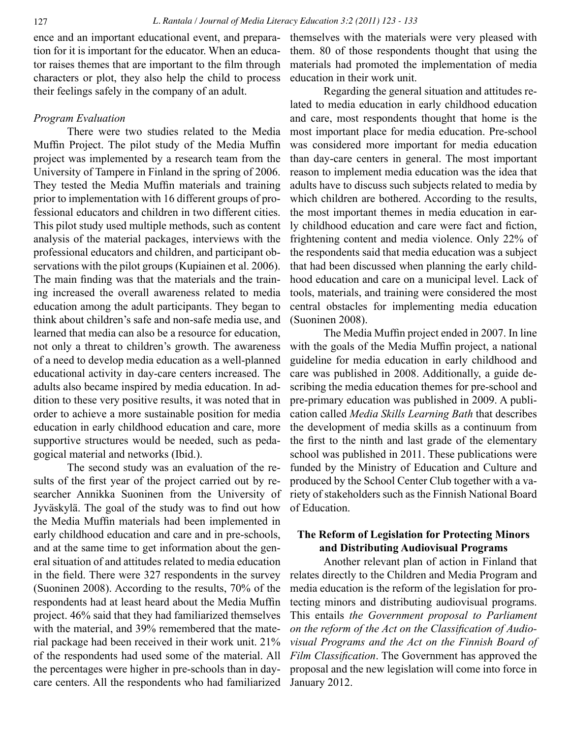ence and an important educational event, and preparation for it is important for the educator. When an educator raises themes that are important to the film through characters or plot, they also help the child to process their feelings safely in the company of an adult.

*Program Evaluation*

There were two studies related to the Media Muffin Project. The pilot study of the Media Muffin project was implemented by a research team from the University of Tampere in Finland in the spring of 2006. They tested the Media Muffin materials and training prior to implementation with 16 different groups of professional educators and children in two different cities. This pilot study used multiple methods, such as content analysis of the material packages, interviews with the professional educators and children, and participant observations with the pilot groups (Kupiainen et al. 2006). The main finding was that the materials and the training increased the overall awareness related to media education among the adult participants. They began to think about children's safe and non-safe media use, and learned that media can also be a resource for education, not only a threat to children's growth. The awareness of a need to develop media education as a well-planned educational activity in day-care centers increased. The adults also became inspired by media education. In addition to these very positive results, it was noted that in order to achieve a more sustainable position for media education in early childhood education and care, more supportive structures would be needed, such as pedagogical material and networks (Ibid.).

The second study was an evaluation of the results of the first year of the project carried out by researcher Annikka Suoninen from the University of Jyväskylä. The goal of the study was to find out how the Media Muffin materials had been implemented in early childhood education and care and in pre-schools, and at the same time to get information about the general situation of and attitudes related to media education in the field. There were 327 respondents in the survey (Suoninen 2008). According to the results, 70% of the respondents had at least heard about the Media Muffin project. 46% said that they had familiarized themselves with the material, and 39% remembered that the material package had been received in their work unit. 21% of the respondents had used some of the material. All the percentages were higher in pre-schools than in day-care centers. All the respondents who had familiarized themselves with the materials were very pleased with them. 80 of those respondents thought that using the materials had promoted the implementation of media education in their work unit.

Regarding the general situation and attitudes related to media education in early childhood education and care, most respondents thought that home is the most important place for media education. Pre-school was considered more important for media education than day-care centers in general. The most important reason to implement media education was the idea that adults have to discuss such subjects related to media by which children are bothered. According to the results, the most important themes in media education in early childhood education and care were fact and fiction, frightening content and media violence. Only 22% of the respondents said that media education was a subject that had been discussed when planning the early childhood education and care on a municipal level. Lack of tools, materials, and training were considered the most central obstacles for implementing media education (Suoninen 2008).

The Media Muffin project ended in 2007. In line with the goals of the Media Muffin project, a national guideline for media education in early childhood and care was published in 2008. Additionally, a guide describing the media education themes for pre-school and pre-primary education was published in 2009. A publication called *Media Skills Learning Bath* that describes the development of media skills as a continuum from the first to the ninth and last grade of the elementary school was published in 2011. These publications were funded by the Ministry of Education and Culture and produced by the School Center Club together with a variety of stakeholders such as the Finnish National Board of Education.

## The Reform of Legislation for Protecting Minors and Distributing Audiovisual Programs

Another relevant plan of action in Finland that relates directly to the Children and Media Program and media education is the reform of the legislation for protecting minors and distributing audiovisual programs. This entails *the Government proposal to Parliament on the reform of the Act on the Classification of Audiovisual Programs and the Act on the Finnish Board of Film Classification*. The Government has approved the proposal and the new legislation will come into force in January 2012.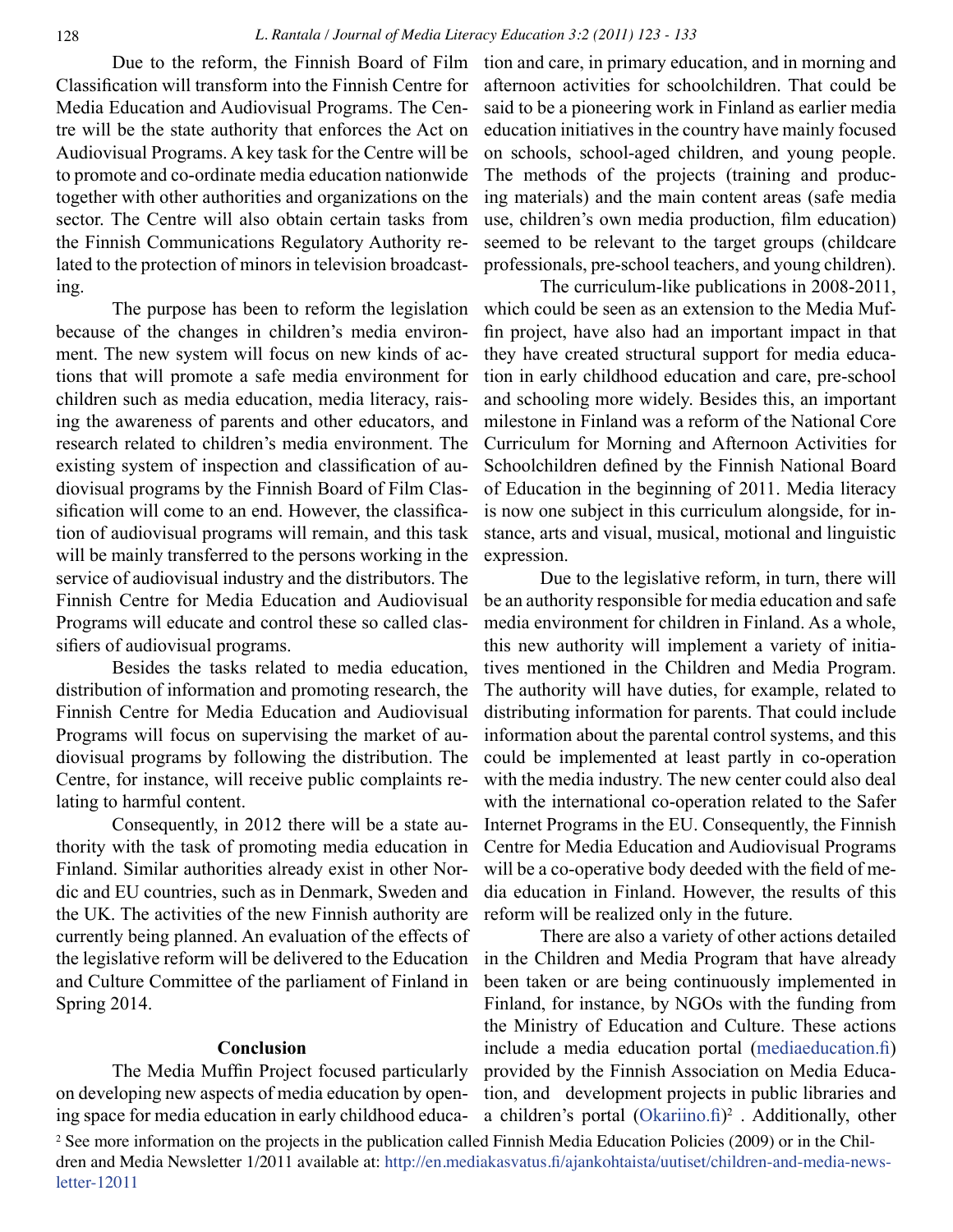Due to the reform, the Finnish Board of Film Classification will transform into the Finnish Centre for Media Education and Audiovisual Programs. The Centre will be the state authority that enforces the Act on Audiovisual Programs. A key task for the Centre will be to promote and co-ordinate media education nationwide together with other authorities and organizations on the sector. The Centre will also obtain certain tasks from the Finnish Communications Regulatory Authority related to the protection of minors in television broadcasting.

The purpose has been to reform the legislation because of the changes in children's media environment. The new system will focus on new kinds of actions that will promote a safe media environment for children such as media education, media literacy, raising the awareness of parents and other educators, and research related to children's media environment. The existing system of inspection and classification of audiovisual programs by the Finnish Board of Film Classification will come to an end. However, the classification of audiovisual programs will remain, and this task will be mainly transferred to the persons working in the service of audiovisual industry and the distributors. The Finnish Centre for Media Education and Audiovisual Programs will educate and control these so called classifiers of audiovisual programs.

Besides the tasks related to media education, distribution of information and promoting research, the Finnish Centre for Media Education and Audiovisual Programs will focus on supervising the market of audiovisual programs by following the distribution. The Centre, for instance, will receive public complaints relating to harmful content.

Consequently, in 2012 there will be a state authority with the task of promoting media education in Finland. Similar authorities already exist in other Nordic and EU countries, such as in Denmark, Sweden and the UK. The activities of the new Finnish authority are currently being planned. An evaluation of the effects of the legislative reform will be delivered to the Education and Culture Committee of the parliament of Finland in Spring 2014.

## Conclusion

The Media Muffin Project focused particularly on developing new aspects of media education by opening space for media education in early childhood education and care, in primary education, and in morning and afternoon activities for schoolchildren. That could be said to be a pioneering work in Finland as earlier media education initiatives in the country have mainly focused on schools, school-aged children, and young people. The methods of the projects (training and producing materials) and the main content areas (safe media use, children's own media production, film education) seemed to be relevant to the target groups (childcare professionals, pre-school teachers, and young children).

The curriculum-like publications in 2008-2011, which could be seen as an extension to the Media Muffin project, have also had an important impact in that they have created structural support for media education in early childhood education and care, pre-school and schooling more widely. Besides this, an important milestone in Finland was a reform of the National Core Curriculum for Morning and Afternoon Activities for Schoolchildren defined by the Finnish National Board of Education in the beginning of 2011. Media literacy is now one subject in this curriculum alongside, for instance, arts and visual, musical, motional and linguistic expression.

Due to the legislative reform, in turn, there will be an authority responsible for media education and safe media environment for children in Finland. As a whole, this new authority will implement a variety of initiatives mentioned in the Children and Media Program. The authority will have duties, for example, related to distributing information for parents. That could include information about the parental control systems, and this could be implemented at least partly in co-operation with the media industry. The new center could also deal with the international co-operation related to the Safer Internet Programs in the EU. Consequently, the Finnish Centre for Media Education and Audiovisual Programs will be a co-operative body deeded with the field of media education in Finland. However, the results of this reform will be realized only in the future.

There are also a variety of other actions detailed in the Children and Media Program that have already been taken or are being continuously implemented in Finland, for instance, by NGOs with the funding from the Ministry of Education and Culture. These actions include a media education portal (mediaeducation.fi) provided by the Finnish Association on Media Education, and development projects in public libraries and a children's portal (Okariino.fi)[2] . Additionally, other

[2] See more information on the projects in the publication called Finnish Media Education Policies (2009) or in the Children and Media Newsletter 1/2011 available at: http://en.mediakasvatus.fi/ajankohtaista/uutiset/children-and-media-newsletter-12011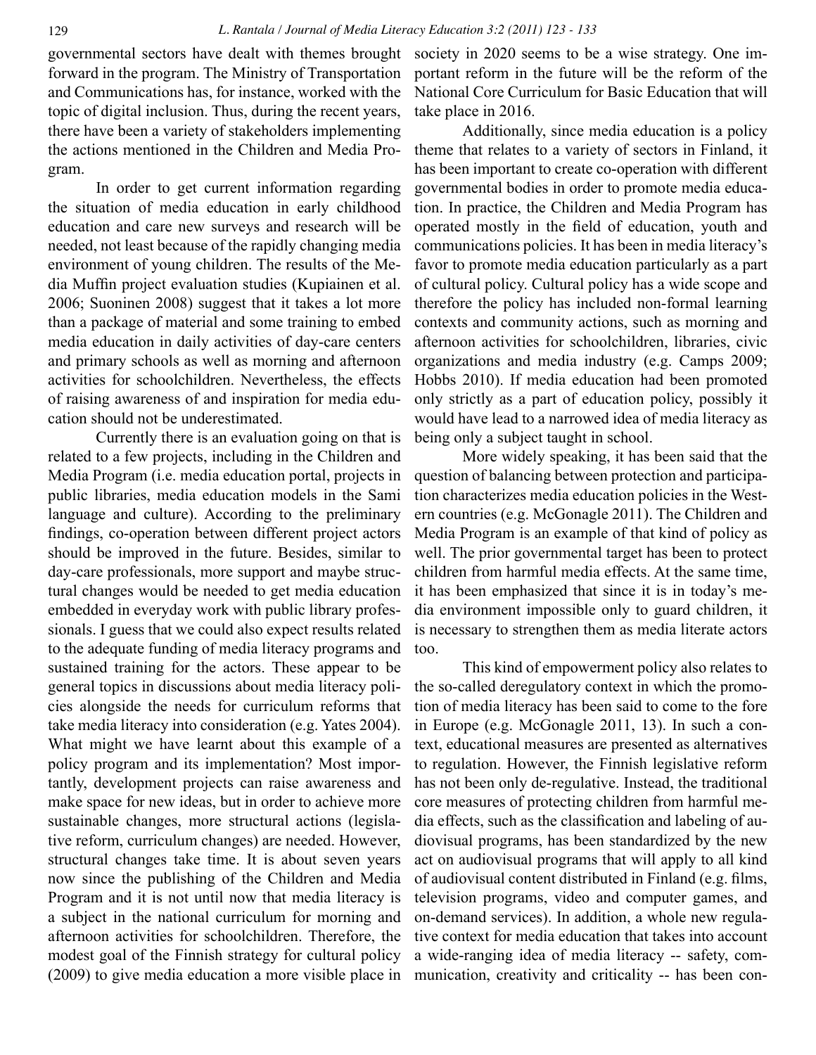governmental sectors have dealt with themes brought forward in the program. The Ministry of Transportation and Communications has, for instance, worked with the topic of digital inclusion. Thus, during the recent years, there have been a variety of stakeholders implementing the actions mentioned in the Children and Media Program.

In order to get current information regarding the situation of media education in early childhood education and care new surveys and research will be needed, not least because of the rapidly changing media environment of young children. The results of the Media Muffin project evaluation studies (Kupiainen et al. 2006; Suoninen 2008) suggest that it takes a lot more than a package of material and some training to embed media education in daily activities of day-care centers and primary schools as well as morning and afternoon activities for schoolchildren. Nevertheless, the effects of raising awareness of and inspiration for media education should not be underestimated.

Currently there is an evaluation going on that is related to a few projects, including in the Children and Media Program (i.e. media education portal, projects in public libraries, media education models in the Sami language and culture). According to the preliminary findings, co-operation between different project actors should be improved in the future. Besides, similar to day-care professionals, more support and maybe structural changes would be needed to get media education embedded in everyday work with public library professionals. I guess that we could also expect results related to the adequate funding of media literacy programs and sustained training for the actors. These appear to be general topics in discussions about media literacy policies alongside the needs for curriculum reforms that take media literacy into consideration (e.g. Yates 2004). What might we have learnt about this example of a policy program and its implementation? Most importantly, development projects can raise awareness and make space for new ideas, but in order to achieve more sustainable changes, more structural actions (legislative reform, curriculum changes) are needed. However, structural changes take time. It is about seven years now since the publishing of the Children and Media Program and it is not until now that media literacy is a subject in the national curriculum for morning and afternoon activities for schoolchildren. Therefore, the modest goal of the Finnish strategy for cultural policy (2009) to give media education a more visible place in society in 2020 seems to be a wise strategy. One important reform in the future will be the reform of the National Core Curriculum for Basic Education that will take place in 2016.

Additionally, since media education is a policy theme that relates to a variety of sectors in Finland, it has been important to create co-operation with different governmental bodies in order to promote media education. In practice, the Children and Media Program has operated mostly in the field of education, youth and communications policies. It has been in media literacy's favor to promote media education particularly as a part of cultural policy. Cultural policy has a wide scope and therefore the policy has included non-formal learning contexts and community actions, such as morning and afternoon activities for schoolchildren, libraries, civic organizations and media industry (e.g. Camps 2009; Hobbs 2010). If media education had been promoted only strictly as a part of education policy, possibly it would have lead to a narrowed idea of media literacy as being only a subject taught in school.

More widely speaking, it has been said that the question of balancing between protection and participation characterizes media education policies in the Western countries (e.g. McGonagle 2011). The Children and Media Program is an example of that kind of policy as well. The prior governmental target has been to protect children from harmful media effects. At the same time, it has been emphasized that since it is in today's media environment impossible only to guard children, it is necessary to strengthen them as media literate actors too.

This kind of empowerment policy also relates to the so-called deregulatory context in which the promotion of media literacy has been said to come to the fore in Europe (e.g. McGonagle 2011, 13). In such a context, educational measures are presented as alternatives to regulation. However, the Finnish legislative reform has not been only de-regulative. Instead, the traditional core measures of protecting children from harmful media effects, such as the classification and labeling of audiovisual programs, has been standardized by the new act on audiovisual programs that will apply to all kind of audiovisual content distributed in Finland (e.g. films, television programs, video and computer games, and on-demand services). In addition, a whole new regulative context for media education that takes into account a wide-ranging idea of media literacy -- safety, communication, creativity and criticality -- has been con-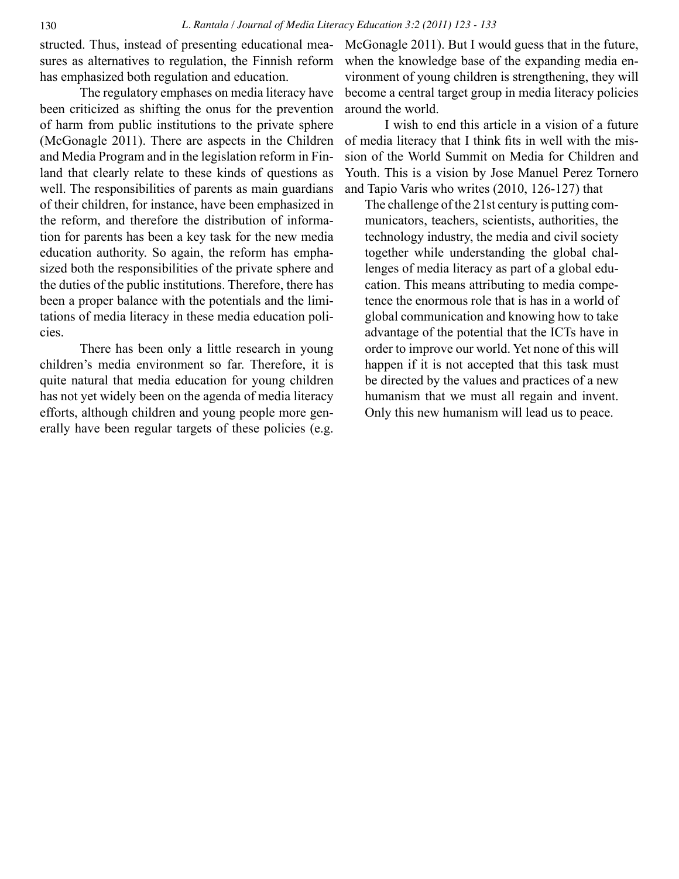structed. Thus, instead of presenting educational measures as alternatives to regulation, the Finnish reform has emphasized both regulation and education.

The regulatory emphases on media literacy have been criticized as shifting the onus for the prevention of harm from public institutions to the private sphere (McGonagle 2011). There are aspects in the Children and Media Program and in the legislation reform in Finland that clearly relate to these kinds of questions as well. The responsibilities of parents as main guardians of their children, for instance, have been emphasized in the reform, and therefore the distribution of information for parents has been a key task for the new media education authority. So again, the reform has emphasized both the responsibilities of the private sphere and the duties of the public institutions. Therefore, there has been a proper balance with the potentials and the limitations of media literacy in these media education policies.

There has been only a little research in young children's media environment so far. Therefore, it is quite natural that media education for young children has not yet widely been on the agenda of media literacy efforts, although children and young people more generally have been regular targets of these policies (e.g. McGonagle 2011). But I would guess that in the future, when the knowledge base of the expanding media environment of young children is strengthening, they will become a central target group in media literacy policies around the world.

I wish to end this article in a vision of a future of media literacy that I think fits in well with the mission of the World Summit on Media for Children and Youth. This is a vision by Jose Manuel Perez Tornero and Tapio Varis who writes (2010, 126-127) that

> The challenge of the 21st century is putting communicators, teachers, scientists, authorities, the technology industry, the media and civil society together while understanding the global challenges of media literacy as part of a global education. This means attributing to media competence the enormous role that is has in a world of global communication and knowing how to take advantage of the potential that the ICTs have in order to improve our world. Yet none of this will happen if it is not accepted that this task must be directed by the values and practices of a new humanism that we must all regain and invent. Only this new humanism will lead us to peace.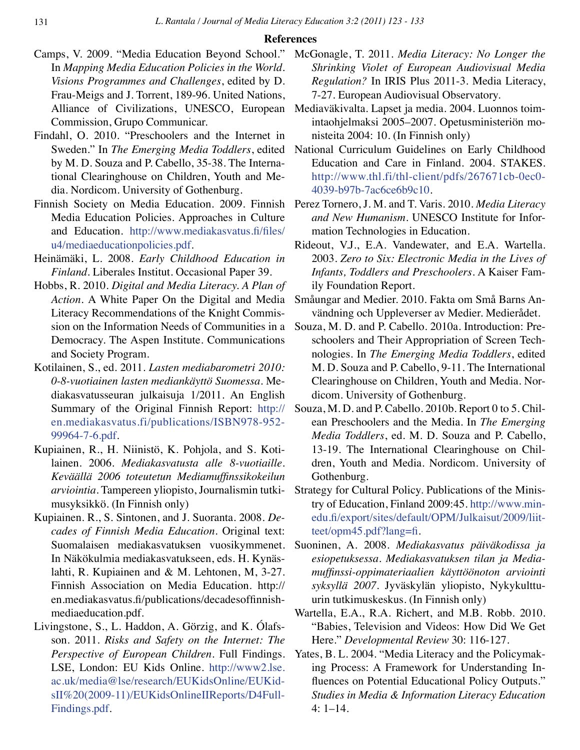## References

Camps, V. 2009. "Media Education Beyond School." In *Mapping Media Education Policies in the World. Visions Programmes and Challenges*, edited by D. Frau-Meigs and J. Torrent, 189-96. United Nations, Alliance of Civilizations, UNESCO, European Commission, Grupo Communicar.

Findahl, O. 2010. "Preschoolers and the Internet in Sweden." In *The Emerging Media Toddlers*, edited by M. D. Souza and P. Cabello, 35-38. The International Clearinghouse on Children, Youth and Media. Nordicom. University of Gothenburg.

Finnish Society on Media Education. 2009. Finnish Media Education Policies. Approaches in Culture and Education. http://www.mediakasvatus.fi/files/u4/mediaeducationpolicies.pdf.

Heinämäki, L. 2008. *Early Childhood Education in Finland*. Liberales Institut. Occasional Paper 39.

Hobbs, R. 2010. *Digital and Media Literacy. A Plan of Action*. A White Paper On the Digital and Media Literacy Recommendations of the Knight Commission on the Information Needs of Communities in a Democracy. The Aspen Institute. Communications and Society Program.

Kotilainen, S., ed. 2011. *Lasten mediabarometri 2010: 0-8-vuotiainen lasten mediankäyttö Suomessa*. Mediakasvatusseuran julkaisuja 1/2011. An English Summary of the Original Finnish Report: http://en.mediakasvatus.fi/publications/ISBN978-952-99964-7-6.pdf.

Kupiainen, R., H. Niinistö, K. Pohjola, and S. Kotilainen. 2006. *Mediakasvatusta alle 8-vuotiaille. Keväällä 2006 toteutetun Mediamuffinssikokeilun arviointia*. Tampereen yliopisto, Journalismin tutkimusyksikkö. (In Finnish only)

Kupiainen. R., S. Sintonen, and J. Suoranta. 2008. *Decades of Finnish Media Education*. Original text: Suomalaisen mediakasvatuksen vuosikymmenet. In Näkökulmia mediakasvatukseen, eds. H. Kynäslahti, R. Kupiainen and & M. Lehtonen, M, 3-27. Finnish Association on Media Education. http://en.mediakasvatus.fi/publications/decadesoffinnishmediaeducation.pdf.

Livingstone, S., L. Haddon, A. Görzig, and K. Ólafsson. 2011. *Risks and Safety on the Internet: The Perspective of European Children*. Full Findings. LSE, London: EU Kids Online. http://www2.lse.ac.uk/media@lse/research/EUKidsOnline/EUKidsII%20(2009-11)/EUKidsOnlineIIReports/D4FullFindings.pdf.

McGonagle, T. 2011. *Media Literacy: No Longer the Shrinking Violet of European Audiovisual Media Regulation?* In IRIS Plus 2011-3. Media Literacy, 7-27. European Audiovisual Observatory.

Mediaväkivalta. Lapset ja media. 2004. Luonnos toimintaohjelmaksi 2005–2007. Opetusministeriön monisteita 2004: 10. (In Finnish only)

National Curriculum Guidelines on Early Childhood Education and Care in Finland. 2004. STAKES. http://www.thl.fi/thl-client/pdfs/267671cb-0ec0-4039-b97b-7ac6ce6b9c10.

Perez Tornero, J. M. and T. Varis. 2010. *Media Literacy and New Humanism*. UNESCO Institute for Information Technologies in Education.

Rideout, V.J., E.A. Vandewater, and E.A. Wartella. 2003. *Zero to Six: Electronic Media in the Lives of Infants, Toddlers and Preschoolers*. A Kaiser Family Foundation Report.

Småungar and Medier. 2010. Fakta om Små Barns Användning och Uppleverser av Medier. Medierådet.

Souza, M. D. and P. Cabello. 2010a. Introduction: Preschoolers and Their Appropriation of Screen Technologies. In *The Emerging Media Toddlers*, edited M. D. Souza and P. Cabello, 9-11. The International Clearinghouse on Children, Youth and Media. Nordicom. University of Gothenburg.

Souza, M. D. and P. Cabello. 2010b. Report 0 to 5. Chilean Preschoolers and the Media. In *The Emerging Media Toddlers*, ed. M. D. Souza and P. Cabello, 13-19. The International Clearinghouse on Children, Youth and Media. Nordicom. University of Gothenburg.

Strategy for Cultural Policy. Publications of the Ministry of Education, Finland 2009:45. http://www.minedu.fi/export/sites/default/OPM/Julkaisut/2009/liitteet/opm45.pdf?lang=fi.

Suoninen, A. 2008. *Mediakasvatus päiväkodissa ja esiopetuksessa. Mediakasvatuksen tilan ja Mediamuffinssi-oppimateriaalien käyttöönoton arviointi syksyllä 2007*. Jyväskylän yliopisto, Nykykulttuurin tutkimuskeskus. (In Finnish only)

Wartella, E.A., R.A. Richert, and M.B. Robb. 2010. "Babies, Television and Videos: How Did We Get Here." *Developmental Review* 30: 116-127.

Yates, B. L. 2004. "Media Literacy and the Policymaking Process: A Framework for Understanding Influences on Potential Educational Policy Outputs." *Studies in Media & Information Literacy Education* 4: 1–14.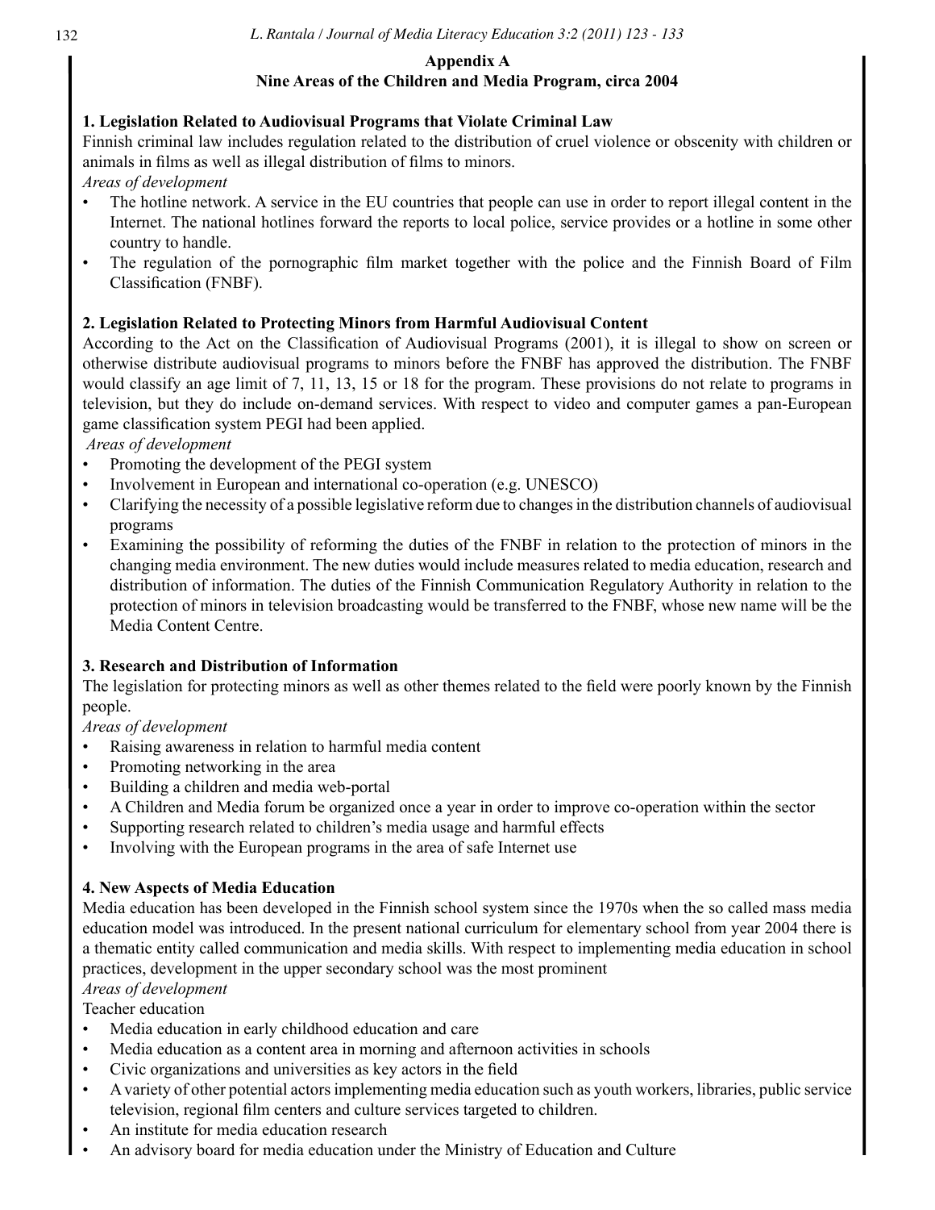## Appendix A
## Nine Areas of the Children and Media Program, circa 2004

### 1. Legislation Related to Audiovisual Programs that Violate Criminal Law

Finnish criminal law includes regulation related to the distribution of cruel violence or obscenity with children or animals in films as well as illegal distribution of films to minors.

*Areas of development*

- The hotline network. A service in the EU countries that people can use in order to report illegal content in the Internet. The national hotlines forward the reports to local police, service provides or a hotline in some other country to handle.
- The regulation of the pornographic film market together with the police and the Finnish Board of Film Classification (FNBF).

### 2. Legislation Related to Protecting Minors from Harmful Audiovisual Content

According to the Act on the Classification of Audiovisual Programs (2001), it is illegal to show on screen or otherwise distribute audiovisual programs to minors before the FNBF has approved the distribution. The FNBF would classify an age limit of 7, 11, 13, 15 or 18 for the program. These provisions do not relate to programs in television, but they do include on-demand services. With respect to video and computer games a pan-European game classification system PEGI had been applied.

*Areas of development*

- Promoting the development of the PEGI system
- Involvement in European and international co-operation (e.g. UNESCO)
- Clarifying the necessity of a possible legislative reform due to changes in the distribution channels of audiovisual programs
- Examining the possibility of reforming the duties of the FNBF in relation to the protection of minors in the changing media environment. The new duties would include measures related to media education, research and distribution of information. The duties of the Finnish Communication Regulatory Authority in relation to the protection of minors in television broadcasting would be transferred to the FNBF, whose new name will be the Media Content Centre.

### 3. Research and Distribution of Information

The legislation for protecting minors as well as other themes related to the field were poorly known by the Finnish people.

*Areas of development*

- Raising awareness in relation to harmful media content
- Promoting networking in the area
- Building a children and media web-portal
- A Children and Media forum be organized once a year in order to improve co-operation within the sector
- Supporting research related to children's media usage and harmful effects
- Involving with the European programs in the area of safe Internet use

### 4. New Aspects of Media Education

Media education has been developed in the Finnish school system since the 1970s when the so called mass media education model was introduced. In the present national curriculum for elementary school from year 2004 there is a thematic entity called communication and media skills. With respect to implementing media education in school practices, development in the upper secondary school was the most prominent

*Areas of development*

Teacher education

- Media education in early childhood education and care
- Media education as a content area in morning and afternoon activities in schools
- Civic organizations and universities as key actors in the field
- A variety of other potential actors implementing media education such as youth workers, libraries, public service television, regional film centers and culture services targeted to children.
- An institute for media education research
- An advisory board for media education under the Ministry of Education and Culture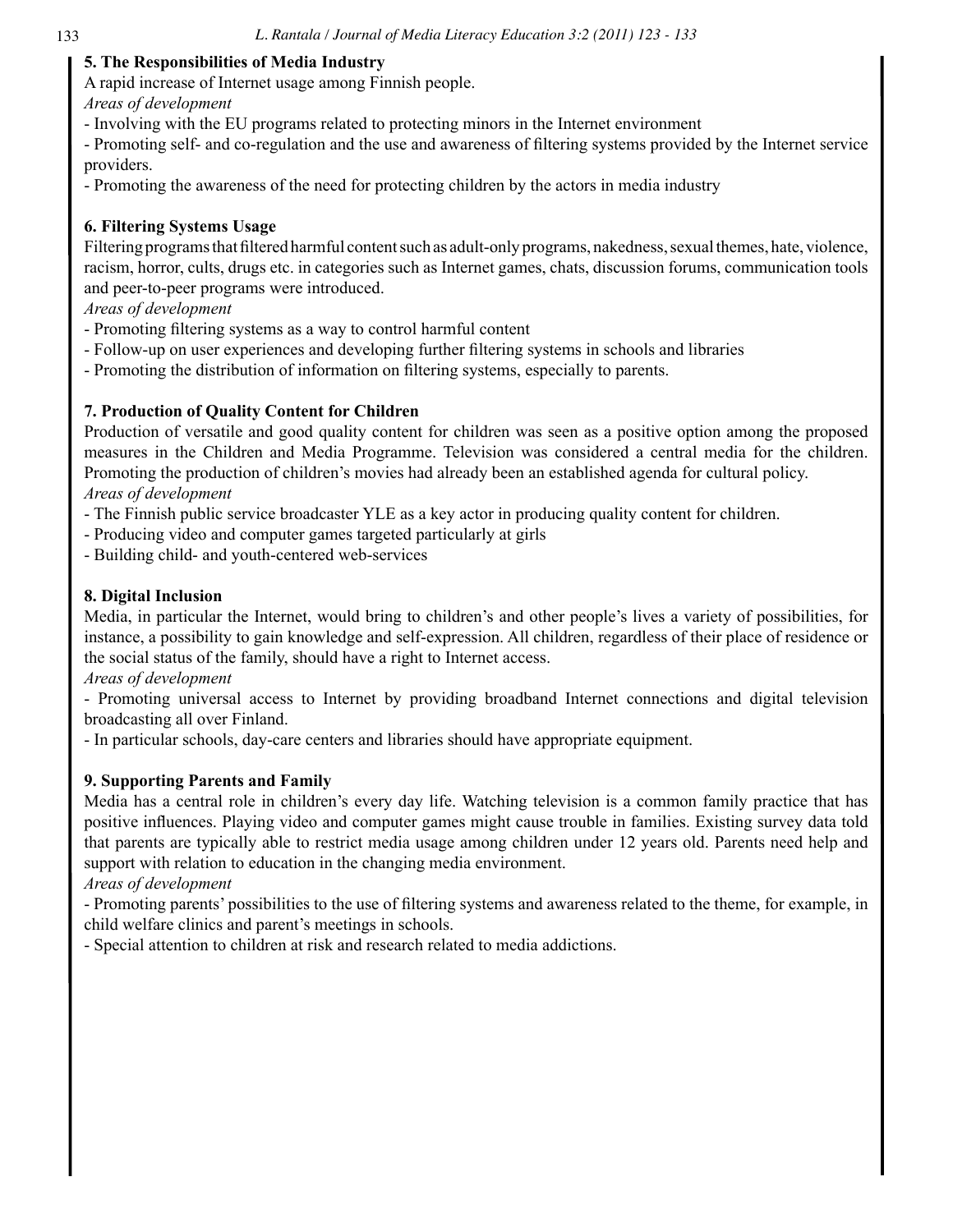**5. The Responsibilities of Media Industry**

A rapid increase of Internet usage among Finnish people.

*Areas of development*

- Involving with the EU programs related to protecting minors in the Internet environment
- Promoting self- and co-regulation and the use and awareness of filtering systems provided by the Internet service providers.
- Promoting the awareness of the need for protecting children by the actors in media industry

**6. Filtering Systems Usage**

Filtering programs that filtered harmful content such as adult-only programs, nakedness, sexual themes, hate, violence, racism, horror, cults, drugs etc. in categories such as Internet games, chats, discussion forums, communication tools and peer-to-peer programs were introduced.

*Areas of development*

- Promoting filtering systems as a way to control harmful content
- Follow-up on user experiences and developing further filtering systems in schools and libraries
- Promoting the distribution of information on filtering systems, especially to parents.

**7. Production of Quality Content for Children**

Production of versatile and good quality content for children was seen as a positive option among the proposed measures in the Children and Media Programme. Television was considered a central media for the children. Promoting the production of children's movies had already been an established agenda for cultural policy.

*Areas of development*

- The Finnish public service broadcaster YLE as a key actor in producing quality content for children.
- Producing video and computer games targeted particularly at girls
- Building child- and youth-centered web-services

**8. Digital Inclusion**

Media, in particular the Internet, would bring to children's and other people's lives a variety of possibilities, for instance, a possibility to gain knowledge and self-expression. All children, regardless of their place of residence or the social status of the family, should have a right to Internet access.

*Areas of development*

- Promoting universal access to Internet by providing broadband Internet connections and digital television broadcasting all over Finland.
- In particular schools, day-care centers and libraries should have appropriate equipment.

**9. Supporting Parents and Family**

Media has a central role in children's every day life. Watching television is a common family practice that has positive influences. Playing video and computer games might cause trouble in families. Existing survey data told that parents are typically able to restrict media usage among children under 12 years old. Parents need help and support with relation to education in the changing media environment.

*Areas of development*

- Promoting parents' possibilities to the use of filtering systems and awareness related to the theme, for example, in child welfare clinics and parent's meetings in schools.
- Special attention to children at risk and research related to media addictions.